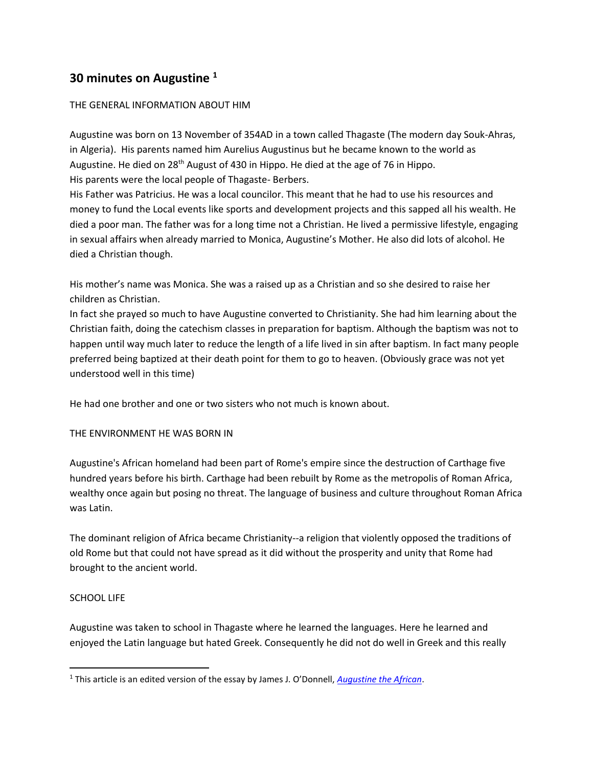## 30 minutes on Augustine [1]

THE GENERAL INFORMATION ABOUT HIM

Augustine was born on 13 November of 354AD in a town called Thagaste (The modern day Souk-Ahras, in Algeria). His parents named him Aurelius Augustinus but he became known to the world as Augustine. He died on 28th August of 430 in Hippo. He died at the age of 76 in Hippo.
His parents were the local people of Thagaste- Berbers.
His Father was Patricius. He was a local councilor. This meant that he had to use his resources and money to fund the Local events like sports and development projects and this sapped all his wealth. He died a poor man. The father was for a long time not a Christian. He lived a permissive lifestyle, engaging in sexual affairs when already married to Monica, Augustine's Mother. He also did lots of alcohol. He died a Christian though.

His mother's name was Monica. She was a raised up as a Christian and so she desired to raise her children as Christian.
In fact she prayed so much to have Augustine converted to Christianity. She had him learning about the Christian faith, doing the catechism classes in preparation for baptism. Although the baptism was not to happen until way much later to reduce the length of a life lived in sin after baptism. In fact many people preferred being baptized at their death point for them to go to heaven. (Obviously grace was not yet understood well in this time)

He had one brother and one or two sisters who not much is known about.

THE ENVIRONMENT HE WAS BORN IN

Augustine's African homeland had been part of Rome's empire since the destruction of Carthage five hundred years before his birth. Carthage had been rebuilt by Rome as the metropolis of Roman Africa, wealthy once again but posing no threat. The language of business and culture throughout Roman Africa was Latin.

The dominant religion of Africa became Christianity--a religion that violently opposed the traditions of old Rome but that could not have spread as it did without the prosperity and unity that Rome had brought to the ancient world.

SCHOOL LIFE

Augustine was taken to school in Thagaste where he learned the languages. Here he learned and enjoyed the Latin language but hated Greek. Consequently he did not do well in Greek and this really

---

[1] This article is an edited version of the essay by James J. O'Donnell, *Augustine the African*.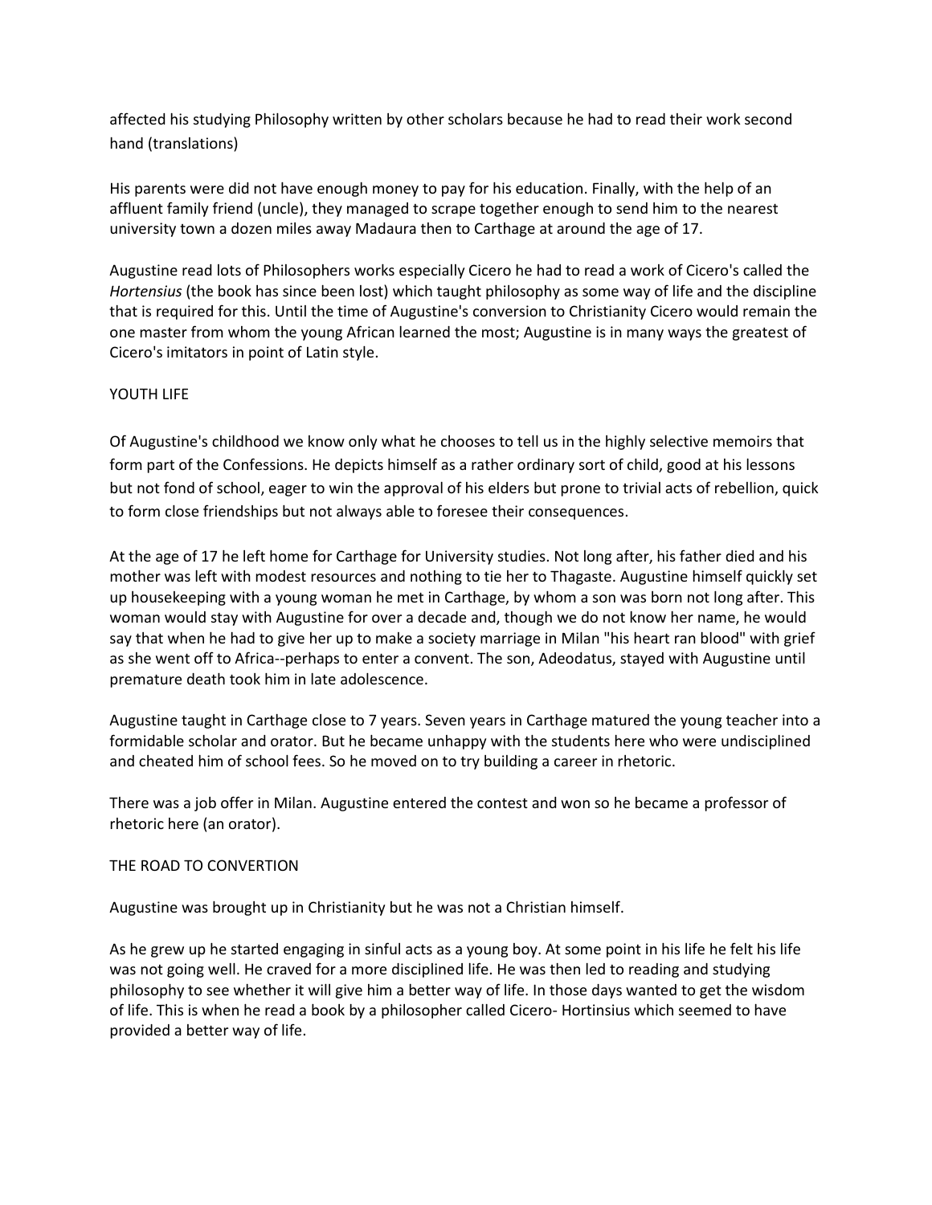affected his studying Philosophy written by other scholars because he had to read their work second hand (translations)

His parents were did not have enough money to pay for his education. Finally, with the help of an affluent family friend (uncle), they managed to scrape together enough to send him to the nearest university town a dozen miles away Madaura then to Carthage at around the age of 17.

Augustine read lots of Philosophers works especially Cicero he had to read a work of Cicero's called the *Hortensius* (the book has since been lost) which taught philosophy as some way of life and the discipline that is required for this. Until the time of Augustine's conversion to Christianity Cicero would remain the one master from whom the young African learned the most; Augustine is in many ways the greatest of Cicero's imitators in point of Latin style.

## YOUTH LIFE

Of Augustine's childhood we know only what he chooses to tell us in the highly selective memoirs that form part of the Confessions. He depicts himself as a rather ordinary sort of child, good at his lessons but not fond of school, eager to win the approval of his elders but prone to trivial acts of rebellion, quick to form close friendships but not always able to foresee their consequences.

At the age of 17 he left home for Carthage for University studies. Not long after, his father died and his mother was left with modest resources and nothing to tie her to Thagaste. Augustine himself quickly set up housekeeping with a young woman he met in Carthage, by whom a son was born not long after. This woman would stay with Augustine for over a decade and, though we do not know her name, he would say that when he had to give her up to make a society marriage in Milan "his heart ran blood" with grief as she went off to Africa--perhaps to enter a convent. The son, Adeodatus, stayed with Augustine until premature death took him in late adolescence.

Augustine taught in Carthage close to 7 years. Seven years in Carthage matured the young teacher into a formidable scholar and orator. But he became unhappy with the students here who were undisciplined and cheated him of school fees. So he moved on to try building a career in rhetoric.

There was a job offer in Milan. Augustine entered the contest and won so he became a professor of rhetoric here (an orator).

## THE ROAD TO CONVERTION

Augustine was brought up in Christianity but he was not a Christian himself.

As he grew up he started engaging in sinful acts as a young boy. At some point in his life he felt his life was not going well. He craved for a more disciplined life. He was then led to reading and studying philosophy to see whether it will give him a better way of life. In those days wanted to get the wisdom of life. This is when he read a book by a philosopher called Cicero- Hortinsius which seemed to have provided a better way of life.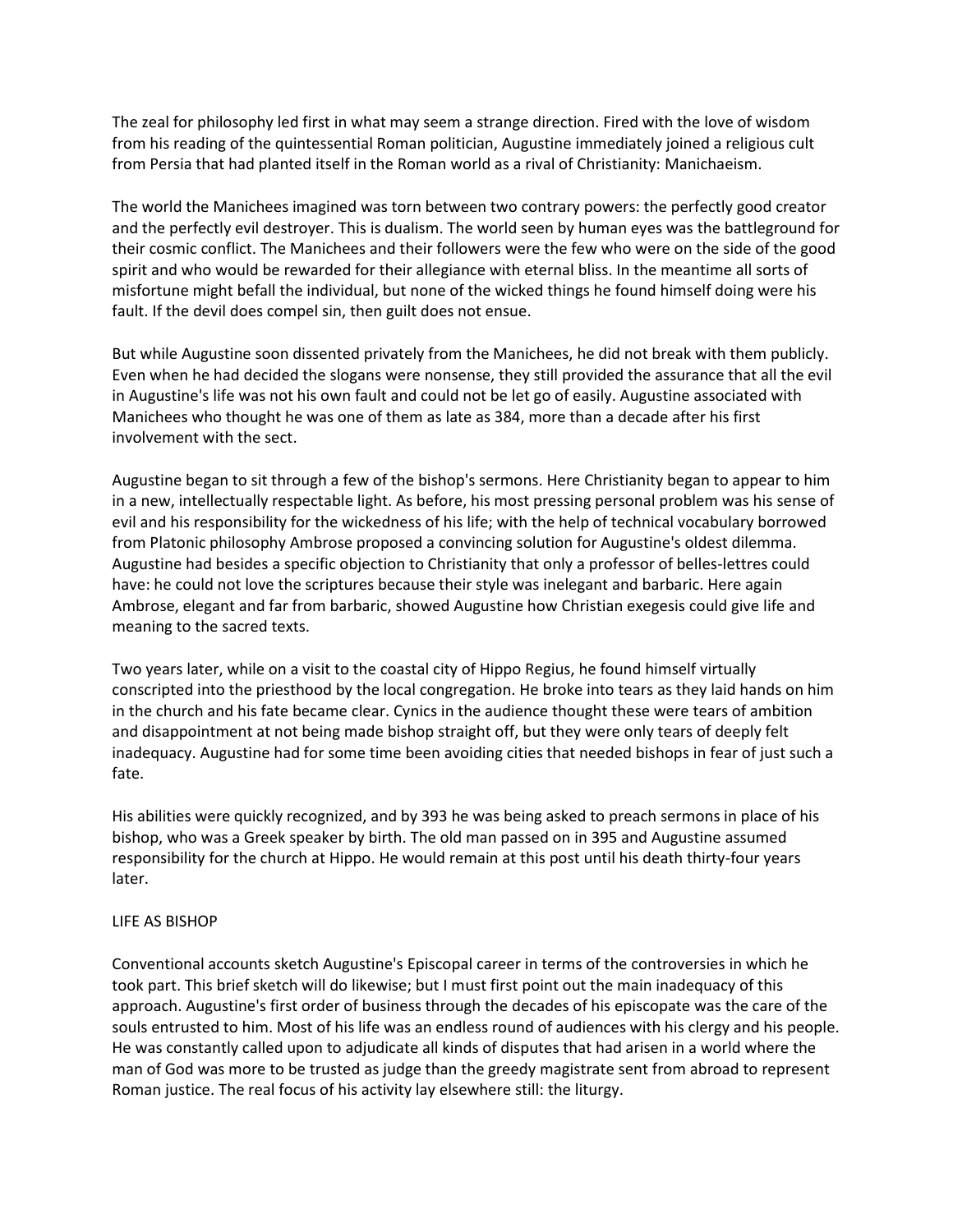The zeal for philosophy led first in what may seem a strange direction. Fired with the love of wisdom from his reading of the quintessential Roman politician, Augustine immediately joined a religious cult from Persia that had planted itself in the Roman world as a rival of Christianity: Manichaeism.

The world the Manichees imagined was torn between two contrary powers: the perfectly good creator and the perfectly evil destroyer. This is dualism. The world seen by human eyes was the battleground for their cosmic conflict. The Manichees and their followers were the few who were on the side of the good spirit and who would be rewarded for their allegiance with eternal bliss. In the meantime all sorts of misfortune might befall the individual, but none of the wicked things he found himself doing were his fault. If the devil does compel sin, then guilt does not ensue.

But while Augustine soon dissented privately from the Manichees, he did not break with them publicly. Even when he had decided the slogans were nonsense, they still provided the assurance that all the evil in Augustine's life was not his own fault and could not be let go of easily. Augustine associated with Manichees who thought he was one of them as late as 384, more than a decade after his first involvement with the sect.

Augustine began to sit through a few of the bishop's sermons. Here Christianity began to appear to him in a new, intellectually respectable light. As before, his most pressing personal problem was his sense of evil and his responsibility for the wickedness of his life; with the help of technical vocabulary borrowed from Platonic philosophy Ambrose proposed a convincing solution for Augustine's oldest dilemma. Augustine had besides a specific objection to Christianity that only a professor of belles-lettres could have: he could not love the scriptures because their style was inelegant and barbaric. Here again Ambrose, elegant and far from barbaric, showed Augustine how Christian exegesis could give life and meaning to the sacred texts.

Two years later, while on a visit to the coastal city of Hippo Regius, he found himself virtually conscripted into the priesthood by the local congregation. He broke into tears as they laid hands on him in the church and his fate became clear. Cynics in the audience thought these were tears of ambition and disappointment at not being made bishop straight off, but they were only tears of deeply felt inadequacy. Augustine had for some time been avoiding cities that needed bishops in fear of just such a fate.

His abilities were quickly recognized, and by 393 he was being asked to preach sermons in place of his bishop, who was a Greek speaker by birth. The old man passed on in 395 and Augustine assumed responsibility for the church at Hippo. He would remain at this post until his death thirty-four years later.

## LIFE AS BISHOP

Conventional accounts sketch Augustine's Episcopal career in terms of the controversies in which he took part. This brief sketch will do likewise; but I must first point out the main inadequacy of this approach. Augustine's first order of business through the decades of his episcopate was the care of the souls entrusted to him. Most of his life was an endless round of audiences with his clergy and his people. He was constantly called upon to adjudicate all kinds of disputes that had arisen in a world where the man of God was more to be trusted as judge than the greedy magistrate sent from abroad to represent Roman justice. The real focus of his activity lay elsewhere still: the liturgy.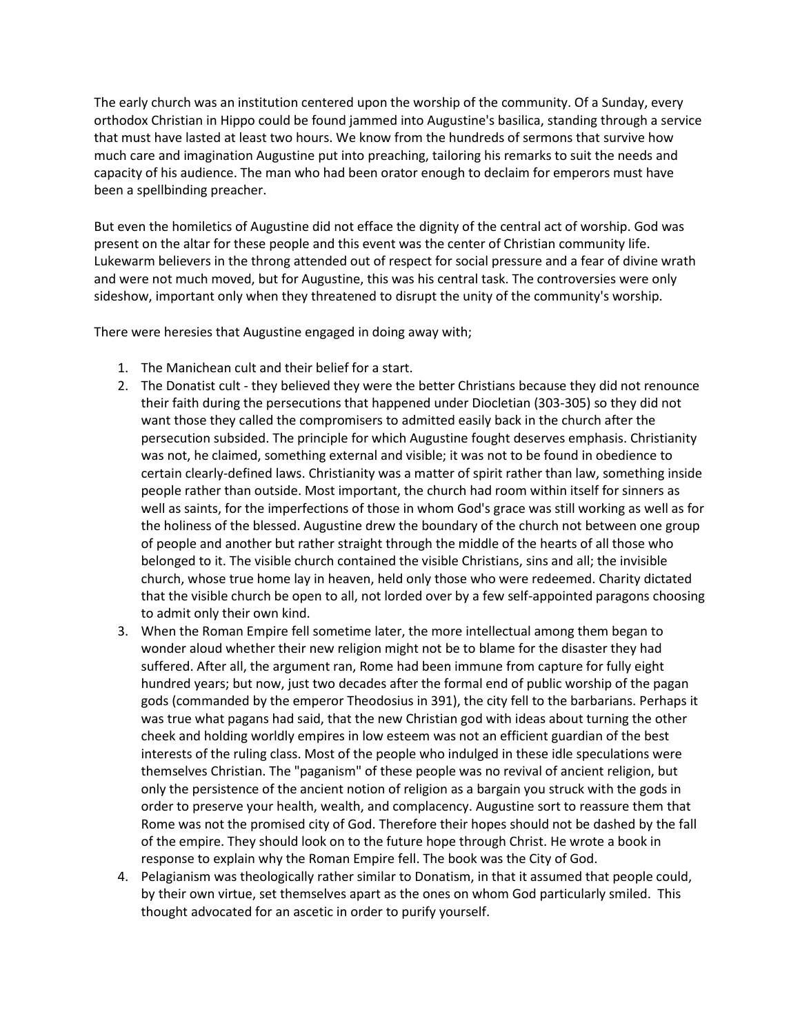The early church was an institution centered upon the worship of the community. Of a Sunday, every orthodox Christian in Hippo could be found jammed into Augustine's basilica, standing through a service that must have lasted at least two hours. We know from the hundreds of sermons that survive how much care and imagination Augustine put into preaching, tailoring his remarks to suit the needs and capacity of his audience. The man who had been orator enough to declaim for emperors must have been a spellbinding preacher.

But even the homiletics of Augustine did not efface the dignity of the central act of worship. God was present on the altar for these people and this event was the center of Christian community life. Lukewarm believers in the throng attended out of respect for social pressure and a fear of divine wrath and were not much moved, but for Augustine, this was his central task. The controversies were only sideshow, important only when they threatened to disrupt the unity of the community's worship.

There were heresies that Augustine engaged in doing away with;

1. The Manichean cult and their belief for a start.
2. The Donatist cult - they believed they were the better Christians because they did not renounce their faith during the persecutions that happened under Diocletian (303-305) so they did not want those they called the compromisers to admitted easily back in the church after the persecution subsided. The principle for which Augustine fought deserves emphasis. Christianity was not, he claimed, something external and visible; it was not to be found in obedience to certain clearly-defined laws. Christianity was a matter of spirit rather than law, something inside people rather than outside. Most important, the church had room within itself for sinners as well as saints, for the imperfections of those in whom God's grace was still working as well as for the holiness of the blessed. Augustine drew the boundary of the church not between one group of people and another but rather straight through the middle of the hearts of all those who belonged to it. The visible church contained the visible Christians, sins and all; the invisible church, whose true home lay in heaven, held only those who were redeemed. Charity dictated that the visible church be open to all, not lorded over by a few self-appointed paragons choosing to admit only their own kind.
3. When the Roman Empire fell sometime later, the more intellectual among them began to wonder aloud whether their new religion might not be to blame for the disaster they had suffered. After all, the argument ran, Rome had been immune from capture for fully eight hundred years; but now, just two decades after the formal end of public worship of the pagan gods (commanded by the emperor Theodosius in 391), the city fell to the barbarians. Perhaps it was true what pagans had said, that the new Christian god with ideas about turning the other cheek and holding worldly empires in low esteem was not an efficient guardian of the best interests of the ruling class. Most of the people who indulged in these idle speculations were themselves Christian. The "paganism" of these people was no revival of ancient religion, but only the persistence of the ancient notion of religion as a bargain you struck with the gods in order to preserve your health, wealth, and complacency. Augustine sort to reassure them that Rome was not the promised city of God. Therefore their hopes should not be dashed by the fall of the empire. They should look on to the future hope through Christ. He wrote a book in response to explain why the Roman Empire fell. The book was the City of God.
4. Pelagianism was theologically rather similar to Donatism, in that it assumed that people could, by their own virtue, set themselves apart as the ones on whom God particularly smiled. This thought advocated for an ascetic in order to purify yourself.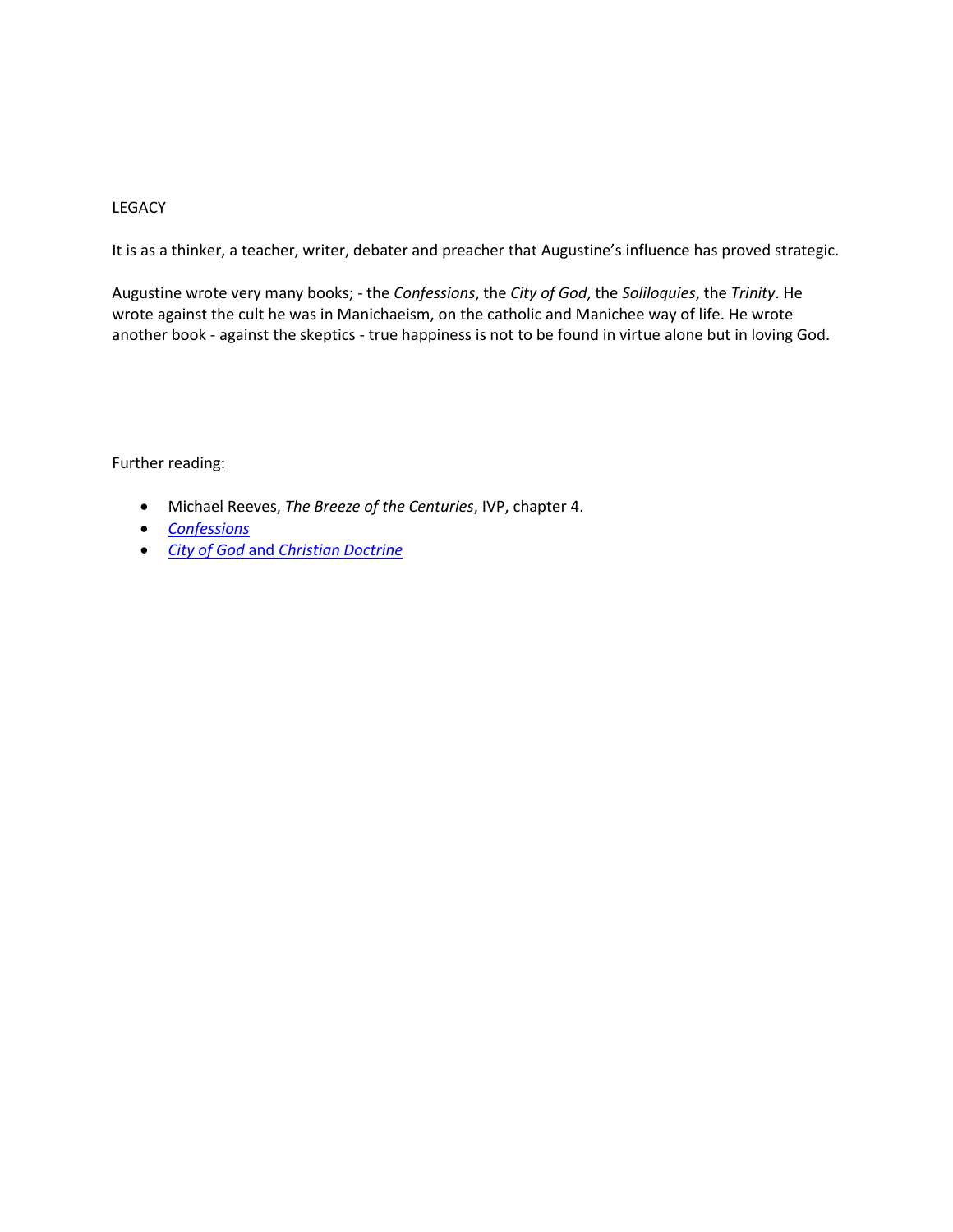LEGACY

It is as a thinker, a teacher, writer, debater and preacher that Augustine's influence has proved strategic.

Augustine wrote very many books; - the *Confessions*, the *City of God*, the *Soliloquies*, the *Trinity*. He wrote against the cult he was in Manichaeism, on the catholic and Manichee way of life. He wrote another book - against the skeptics - true happiness is not to be found in virtue alone but in loving God.

Further reading:

- Michael Reeves, *The Breeze of the Centuries*, IVP, chapter 4.
- *Confessions*
- *City of God* and *Christian Doctrine*